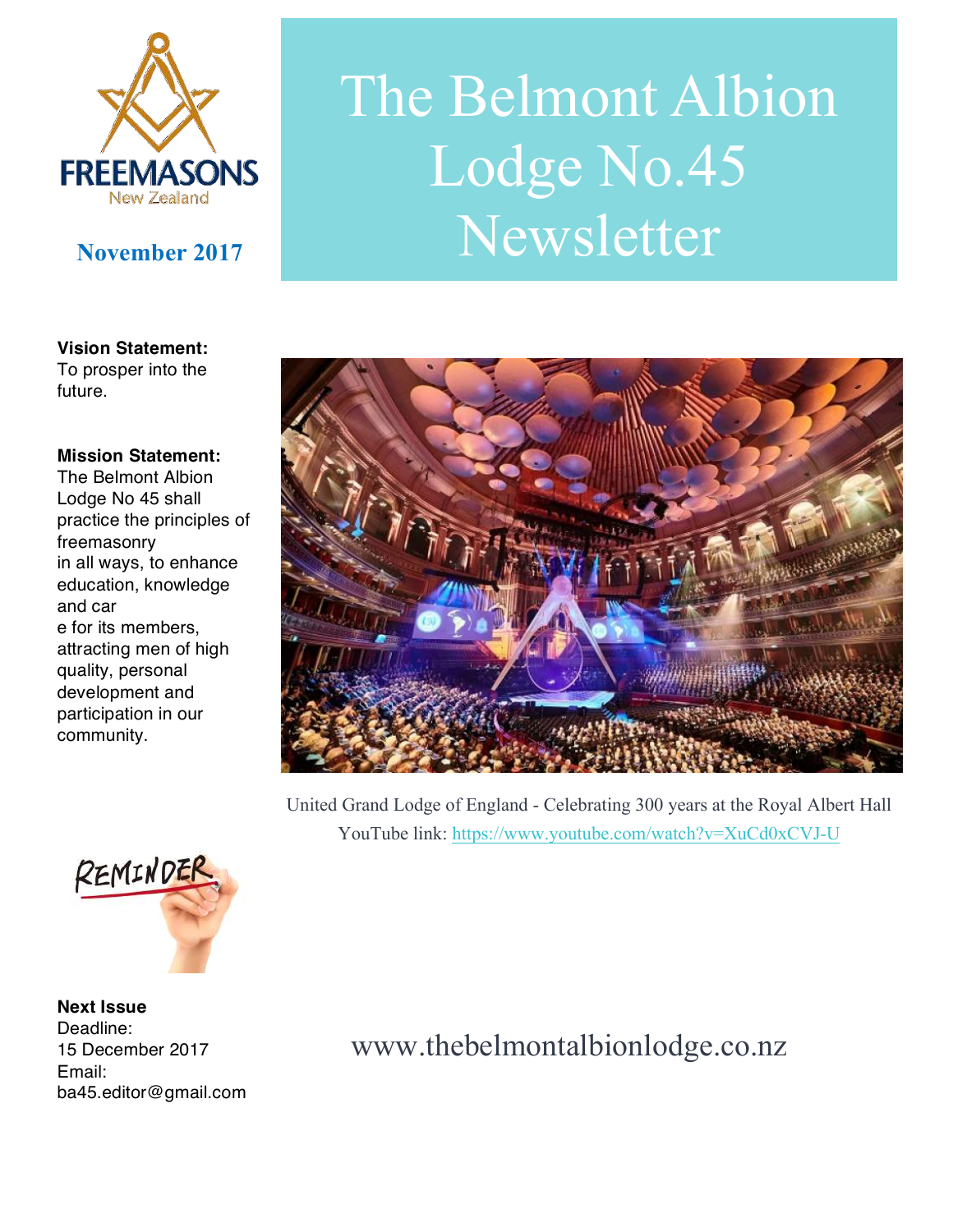# The Belmont Albion Lodge No.45 Newsletter

**November 2017**

**Vision Statement:**
To prosper into the future.

**Mission Statement:**
The Belmont Albion Lodge No 45 shall practice the principles of freemasonry in all ways, to enhance education, knowledge and car e for its members, attracting men of high quality, personal development and participation in our community.

United Grand Lodge of England - Celebrating 300 years at the Royal Albert Hall
YouTube link: https://www.youtube.com/watch?v=XuCd0xCVJ-U

**Next Issue**
Deadline:
15 December 2017
Email:
ba45.editor@gmail.com

www.thebelmontalbionlodge.co.nz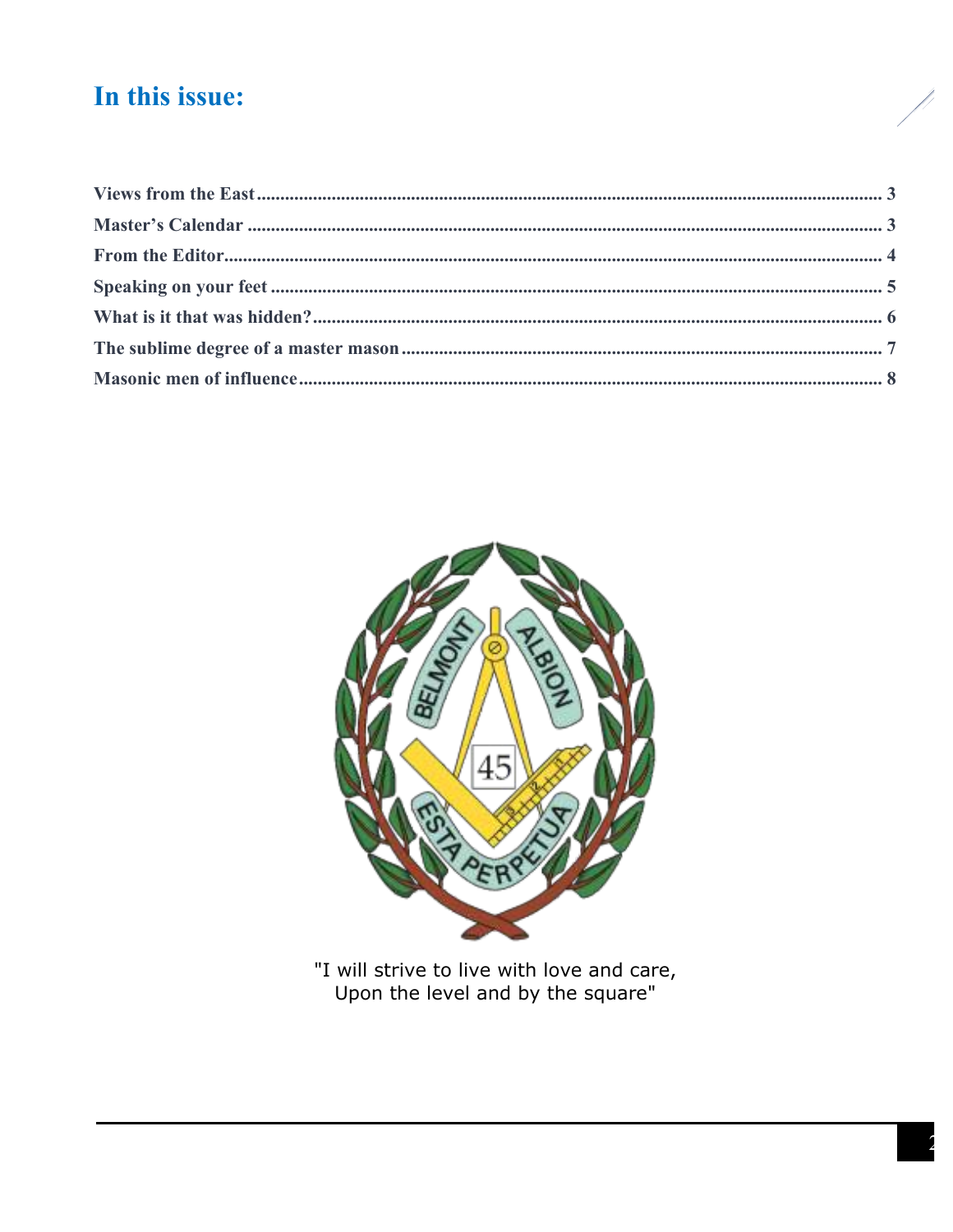# In this issue:

Views from the East .......... 3
Master's Calendar .......... 3
From the Editor .......... 4
Speaking on your feet .......... 5
What is it that was hidden? .......... 6
The sublime degree of a master mason .......... 7
Masonic men of influence .......... 8

"I will strive to live with love and care,
Upon the level and by the square"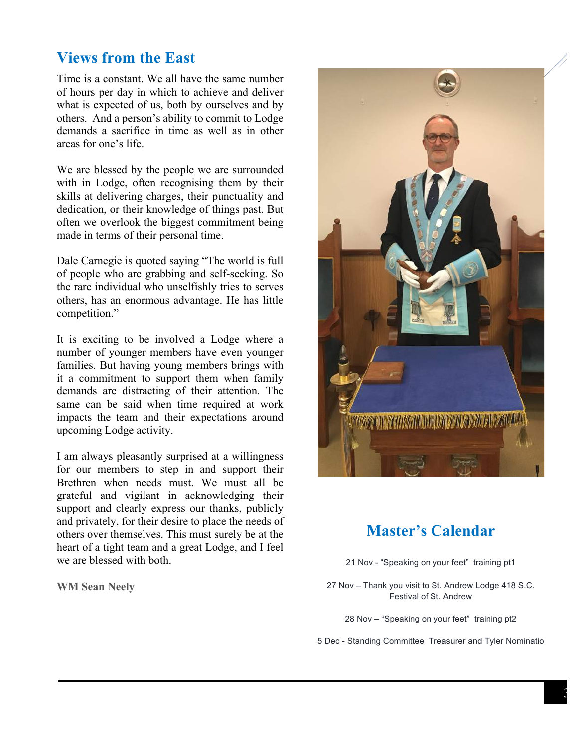## Views from the East

Time is a constant. We all have the same number of hours per day in which to achieve and deliver what is expected of us, both by ourselves and by others. And a person's ability to commit to Lodge demands a sacrifice in time as well as in other areas for one's life.

We are blessed by the people we are surrounded with in Lodge, often recognising them by their skills at delivering charges, their punctuality and dedication, or their knowledge of things past. But often we overlook the biggest commitment being made in terms of their personal time.

Dale Carnegie is quoted saying "The world is full of people who are grabbing and self-seeking. So the rare individual who unselfishly tries to serves others, has an enormous advantage. He has little competition."

It is exciting to be involved a Lodge where a number of younger members have even younger families. But having young members brings with it a commitment to support them when family demands are distracting of their attention. The same can be said when time required at work impacts the team and their expectations around upcoming Lodge activity.

I am always pleasantly surprised at a willingness for our members to step in and support their Brethren when needs must. We must all be grateful and vigilant in acknowledging their support and clearly express our thanks, publicly and privately, for their desire to place the needs of others over themselves. This must surely be at the heart of a tight team and a great Lodge, and I feel we are blessed with both.

**WM Sean Neely**

## Master's Calendar

21 Nov - "Speaking on your feet" training pt1

27 Nov – Thank you visit to St. Andrew Lodge 418 S.C. Festival of St. Andrew

28 Nov – "Speaking on your feet" training pt2

5 Dec - Standing Committee Treasurer and Tyler Nominatio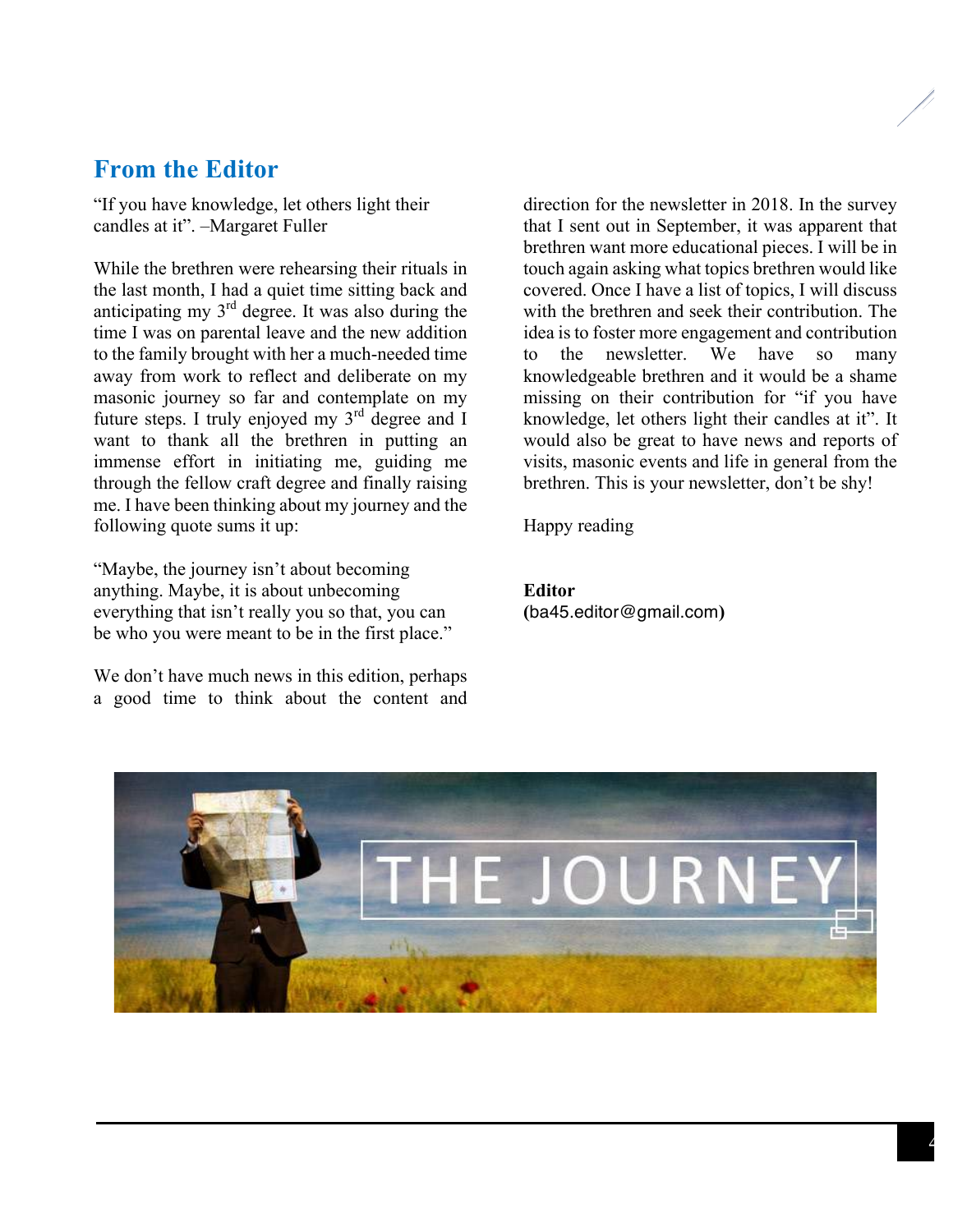## From the Editor

"If you have knowledge, let others light their candles at it". –Margaret Fuller

While the brethren were rehearsing their rituals in the last month, I had a quiet time sitting back and anticipating my 3rd degree. It was also during the time I was on parental leave and the new addition to the family brought with her a much-needed time away from work to reflect and deliberate on my masonic journey so far and contemplate on my future steps. I truly enjoyed my 3rd degree and I want to thank all the brethren in putting an immense effort in initiating me, guiding me through the fellow craft degree and finally raising me. I have been thinking about my journey and the following quote sums it up:

"Maybe, the journey isn't about becoming anything. Maybe, it is about unbecoming everything that isn't really you so that, you can be who you were meant to be in the first place."

We don't have much news in this edition, perhaps a good time to think about the content and direction for the newsletter in 2018. In the survey that I sent out in September, it was apparent that brethren want more educational pieces. I will be in touch again asking what topics brethren would like covered. Once I have a list of topics, I will discuss with the brethren and seek their contribution. The idea is to foster more engagement and contribution to the newsletter. We have so many knowledgeable brethren and it would be a shame missing on their contribution for "if you have knowledge, let others light their candles at it". It would also be great to have news and reports of visits, masonic events and life in general from the brethren. This is your newsletter, don't be shy!

Happy reading

**Editor**
(ba45.editor@gmail.com)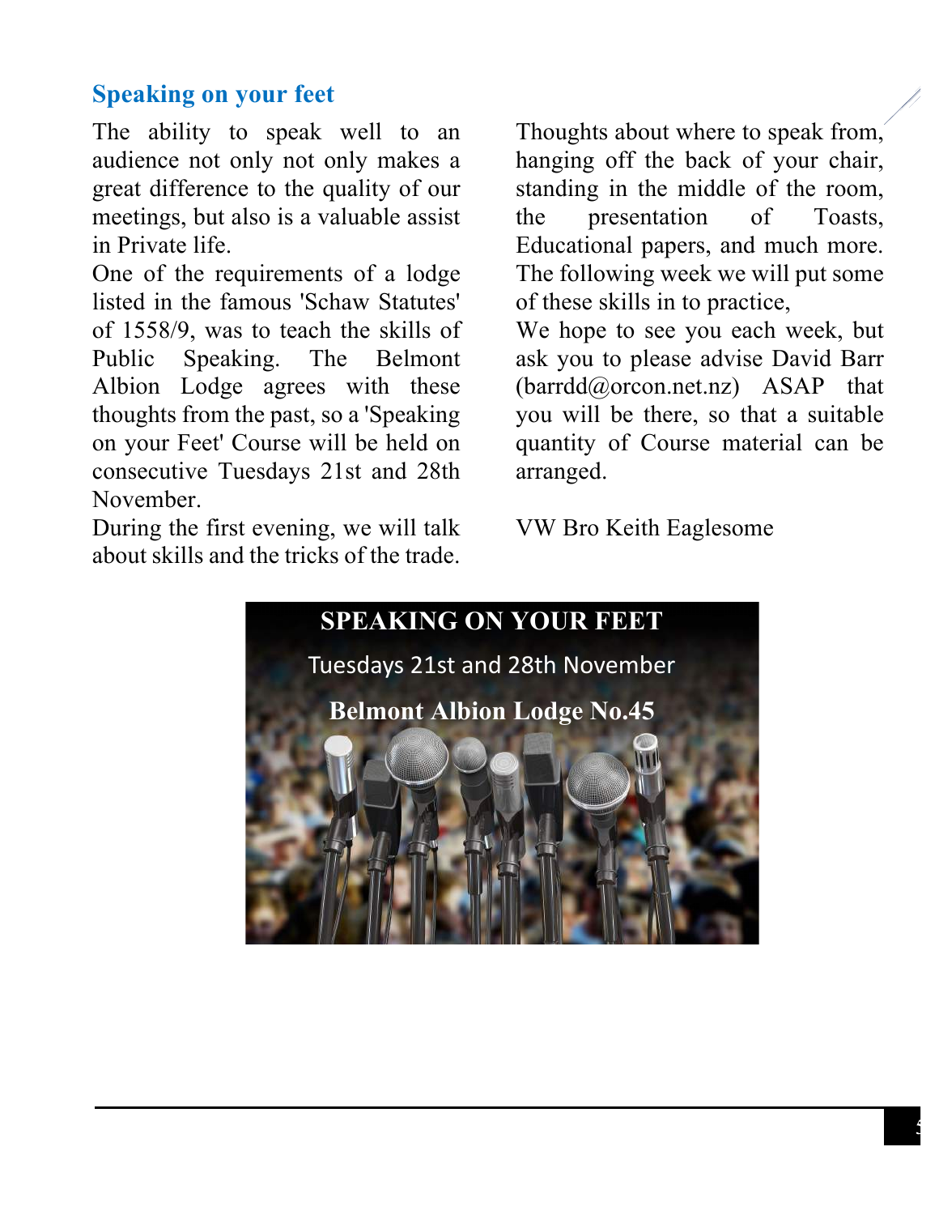## Speaking on your feet

The ability to speak well to an audience not only not only makes a great difference to the quality of our meetings, but also is a valuable assist in Private life.

One of the requirements of a lodge listed in the famous 'Schaw Statutes' of 1558/9, was to teach the skills of Public Speaking. The Belmont Albion Lodge agrees with these thoughts from the past, so a 'Speaking on your Feet' Course will be held on consecutive Tuesdays 21st and 28th November.

During the first evening, we will talk about skills and the tricks of the trade. Thoughts about where to speak from, hanging off the back of your chair, standing in the middle of the room, the presentation of Toasts, Educational papers, and much more. The following week we will put some of these skills in to practice,

We hope to see you each week, but ask you to please advise David Barr (barrdd@orcon.net.nz) ASAP that you will be there, so that a suitable quantity of Course material can be arranged.

VW Bro Keith Eaglesome

**SPEAKING ON YOUR FEET**

Tuesdays 21st and 28th November

**Belmont Albion Lodge No.45**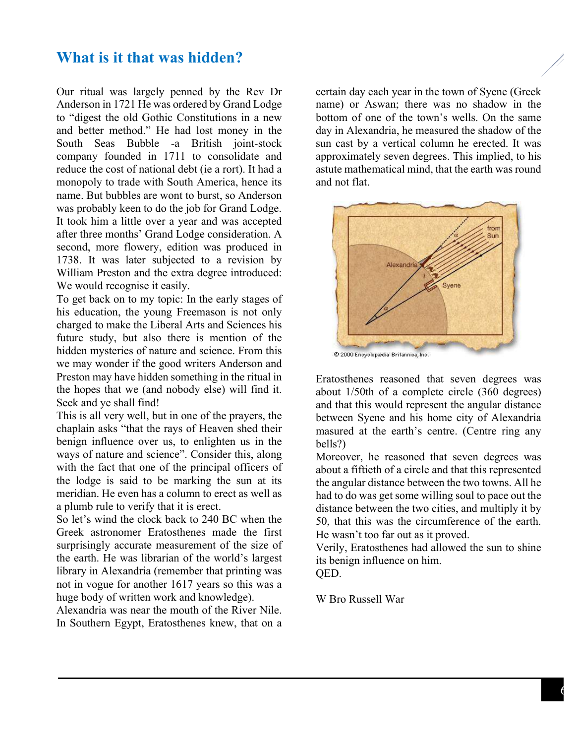# What is it that was hidden?

Our ritual was largely penned by the Rev Dr Anderson in 1721 He was ordered by Grand Lodge to "digest the old Gothic Constitutions in a new and better method." He had lost money in the South Seas Bubble -a British joint-stock company founded in 1711 to consolidate and reduce the cost of national debt (ie a rort). It had a monopoly to trade with South America, hence its name. But bubbles are wont to burst, so Anderson was probably keen to do the job for Grand Lodge. It took him a little over a year and was accepted after three months' Grand Lodge consideration. A second, more flowery, edition was produced in 1738. It was later subjected to a revision by William Preston and the extra degree introduced: We would recognise it easily.

To get back on to my topic: In the early stages of his education, the young Freemason is not only charged to make the Liberal Arts and Sciences his future study, but also there is mention of the hidden mysteries of nature and science. From this we may wonder if the good writers Anderson and Preston may have hidden something in the ritual in the hopes that we (and nobody else) will find it. Seek and ye shall find!

This is all very well, but in one of the prayers, the chaplain asks "that the rays of Heaven shed their benign influence over us, to enlighten us in the ways of nature and science". Consider this, along with the fact that one of the principal officers of the lodge is said to be marking the sun at its meridian. He even has a column to erect as well as a plumb rule to verify that it is erect.

So let's wind the clock back to 240 BC when the Greek astronomer Eratosthenes made the first surprisingly accurate measurement of the size of the earth. He was librarian of the world's largest library in Alexandria (remember that printing was not in vogue for another 1617 years so this was a huge body of written work and knowledge).

Alexandria was near the mouth of the River Nile. In Southern Egypt, Eratosthenes knew, that on a certain day each year in the town of Syene (Greek name) or Aswan; there was no shadow in the bottom of one of the town's wells. On the same day in Alexandria, he measured the shadow of the sun cast by a vertical column he erected. It was approximately seven degrees. This implied, to his astute mathematical mind, that the earth was round and not flat.

© 2000 Encyclopædia Britannica, Inc.

Eratosthenes reasoned that seven degrees was about 1/50th of a complete circle (360 degrees) and that this would represent the angular distance between Syene and his home city of Alexandria masured at the earth's centre. (Centre ring any bells?)

Moreover, he reasoned that seven degrees was about a fiftieth of a circle and that this represented the angular distance between the two towns. All he had to do was get some willing soul to pace out the distance between the two cities, and multiply it by 50, that this was the circumference of the earth. He wasn't too far out as it proved.

Verily, Eratosthenes had allowed the sun to shine its benign influence on him.

QED.

W Bro Russell War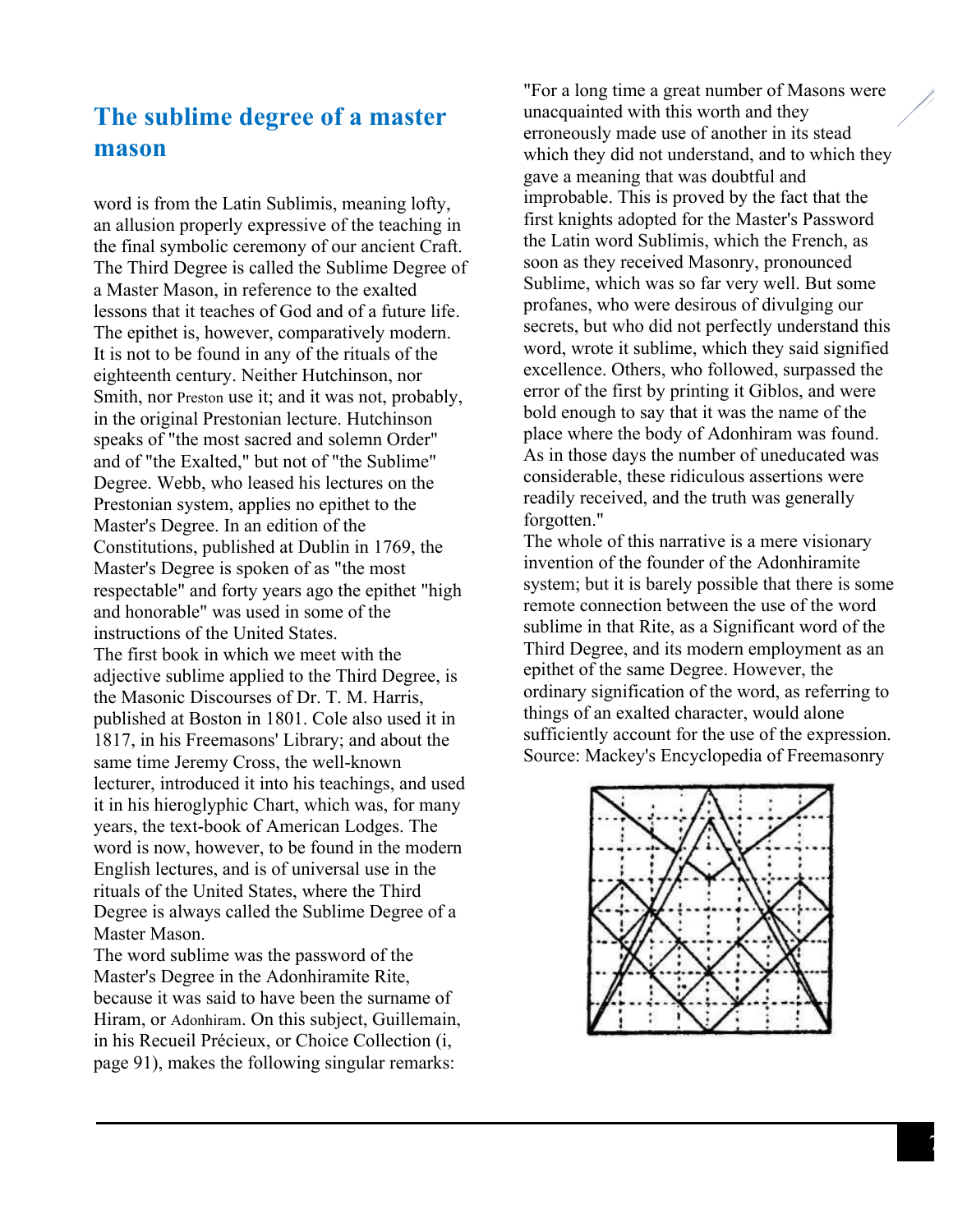## The sublime degree of a master mason

word is from the Latin Sublimis, meaning lofty, an allusion properly expressive of the teaching in the final symbolic ceremony of our ancient Craft. The Third Degree is called the Sublime Degree of a Master Mason, in reference to the exalted lessons that it teaches of God and of a future life. The epithet is, however, comparatively modern. It is not to be found in any of the rituals of the eighteenth century. Neither Hutchinson, nor Smith, nor Preston use it; and it was not, probably, in the original Prestonian lecture. Hutchinson speaks of "the most sacred and solemn Order" and of "the Exalted," but not of "the Sublime" Degree. Webb, who leased his lectures on the Prestonian system, applies no epithet to the Master's Degree. In an edition of the Constitutions, published at Dublin in 1769, the Master's Degree is spoken of as "the most respectable" and forty years ago the epithet "high and honorable" was used in some of the instructions of the United States.

The first book in which we meet with the adjective sublime applied to the Third Degree, is the Masonic Discourses of Dr. T. M. Harris, published at Boston in 1801. Cole also used it in 1817, in his Freemasons' Library; and about the same time Jeremy Cross, the well-known lecturer, introduced it into his teachings, and used it in his hieroglyphic Chart, which was, for many years, the text-book of American Lodges. The word is now, however, to be found in the modern English lectures, and is of universal use in the rituals of the United States, where the Third Degree is always called the Sublime Degree of a Master Mason.

The word sublime was the password of the Master's Degree in the Adonhiramite Rite, because it was said to have been the surname of Hiram, or Adonhiram. On this subject, Guillemain, in his Recueil Précieux, or Choice Collection (i, page 91), makes the following singular remarks:

"For a long time a great number of Masons were unacquainted with this worth and they erroneously made use of another in its stead which they did not understand, and to which they gave a meaning that was doubtful and improbable. This is proved by the fact that the first knights adopted for the Master's Password the Latin word Sublimis, which the French, as soon as they received Masonry, pronounced Sublime, which was so far very well. But some profanes, who were desirous of divulging our secrets, but who did not perfectly understand this word, wrote it sublime, which they said signified excellence. Others, who followed, surpassed the error of the first by printing it Giblos, and were bold enough to say that it was the name of the place where the body of Adonhiram was found. As in those days the number of uneducated was considerable, these ridiculous assertions were readily received, and the truth was generally forgotten."

The whole of this narrative is a mere visionary invention of the founder of the Adonhiramite system; but it is barely possible that there is some remote connection between the use of the word sublime in that Rite, as a Significant word of the Third Degree, and its modern employment as an epithet of the same Degree. However, the ordinary signification of the word, as referring to things of an exalted character, would alone sufficiently account for the use of the expression.

Source: Mackey's Encyclopedia of Freemasonry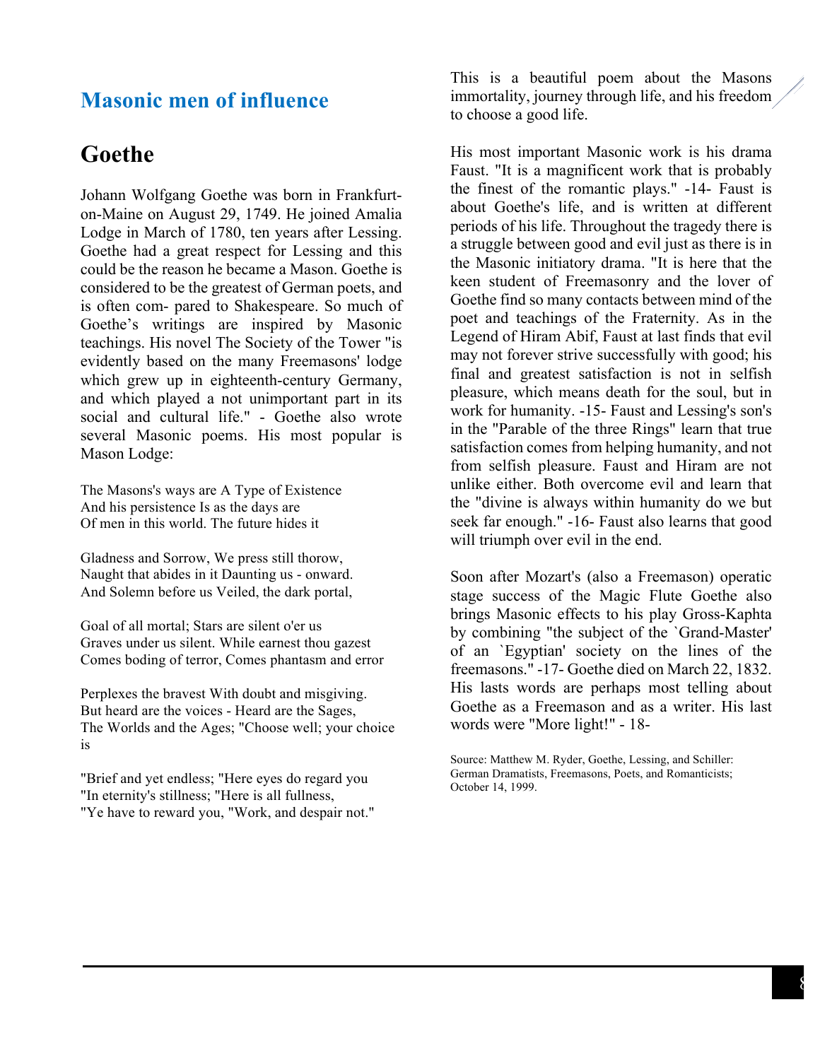## Masonic men of influence

# Goethe

Johann Wolfgang Goethe was born in Frankfurt-on-Maine on August 29, 1749. He joined Amalia Lodge in March of 1780, ten years after Lessing. Goethe had a great respect for Lessing and this could be the reason he became a Mason. Goethe is considered to be the greatest of German poets, and is often com- pared to Shakespeare. So much of Goethe's writings are inspired by Masonic teachings. His novel The Society of the Tower "is evidently based on the many Freemasons' lodge which grew up in eighteenth-century Germany, and which played a not unimportant part in its social and cultural life." - Goethe also wrote several Masonic poems. His most popular is Mason Lodge:

The Masons's ways are A Type of Existence
And his persistence Is as the days are
Of men in this world. The future hides it

Gladness and Sorrow, We press still thorow,
Naught that abides in it Daunting us - onward.
And Solemn before us Veiled, the dark portal,

Goal of all mortal; Stars are silent o'er us
Graves under us silent. While earnest thou gazest
Comes boding of terror, Comes phantasm and error

Perplexes the bravest With doubt and misgiving.
But heard are the voices - Heard are the Sages,
The Worlds and the Ages; "Choose well; your choice is

"Brief and yet endless; "Here eyes do regard you
"In eternity's stillness; "Here is all fullness,
"Ye have to reward you, "Work, and despair not."

This is a beautiful poem about the Masons immortality, journey through life, and his freedom to choose a good life.

His most important Masonic work is his drama Faust. "It is a magnificent work that is probably the finest of the romantic plays." -14- Faust is about Goethe's life, and is written at different periods of his life. Throughout the tragedy there is a struggle between good and evil just as there is in the Masonic initiatory drama. "It is here that the keen student of Freemasonry and the lover of Goethe find so many contacts between mind of the poet and teachings of the Fraternity. As in the Legend of Hiram Abif, Faust at last finds that evil may not forever strive successfully with good; his final and greatest satisfaction is not in selfish pleasure, which means death for the soul, but in work for humanity. -15- Faust and Lessing's son's in the "Parable of the three Rings" learn that true satisfaction comes from helping humanity, and not from selfish pleasure. Faust and Hiram are not unlike either. Both overcome evil and learn that the "divine is always within humanity do we but seek far enough." -16- Faust also learns that good will triumph over evil in the end.

Soon after Mozart's (also a Freemason) operatic stage success of the Magic Flute Goethe also brings Masonic effects to his play Gross-Kaphta by combining "the subject of the `Grand-Master' of an `Egyptian' society on the lines of the freemasons." -17- Goethe died on March 22, 1832. His lasts words are perhaps most telling about Goethe as a Freemason and as a writer. His last words were "More light!" - 18-

Source: Matthew M. Ryder, Goethe, Lessing, and Schiller: German Dramatists, Freemasons, Poets, and Romanticists; October 14, 1999.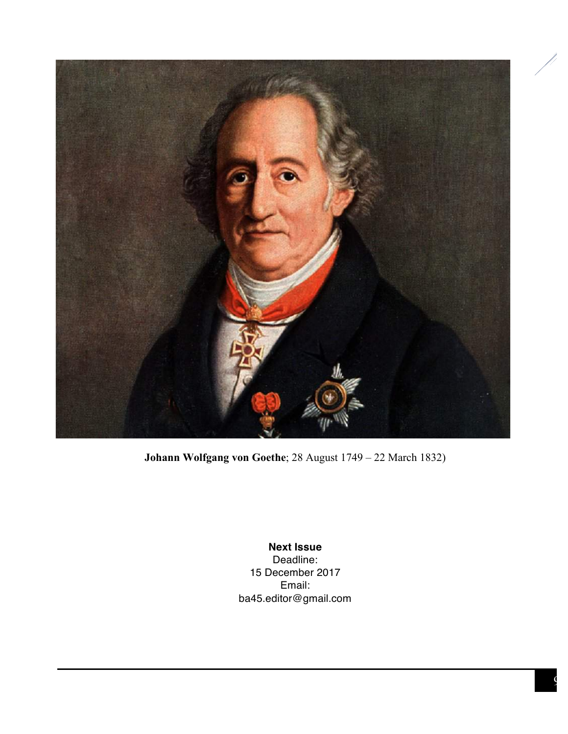**Johann Wolfgang von Goethe**; 28 August 1749 – 22 March 1832)

**Next Issue**
Deadline:
15 December 2017
Email:
ba45.editor@gmail.com